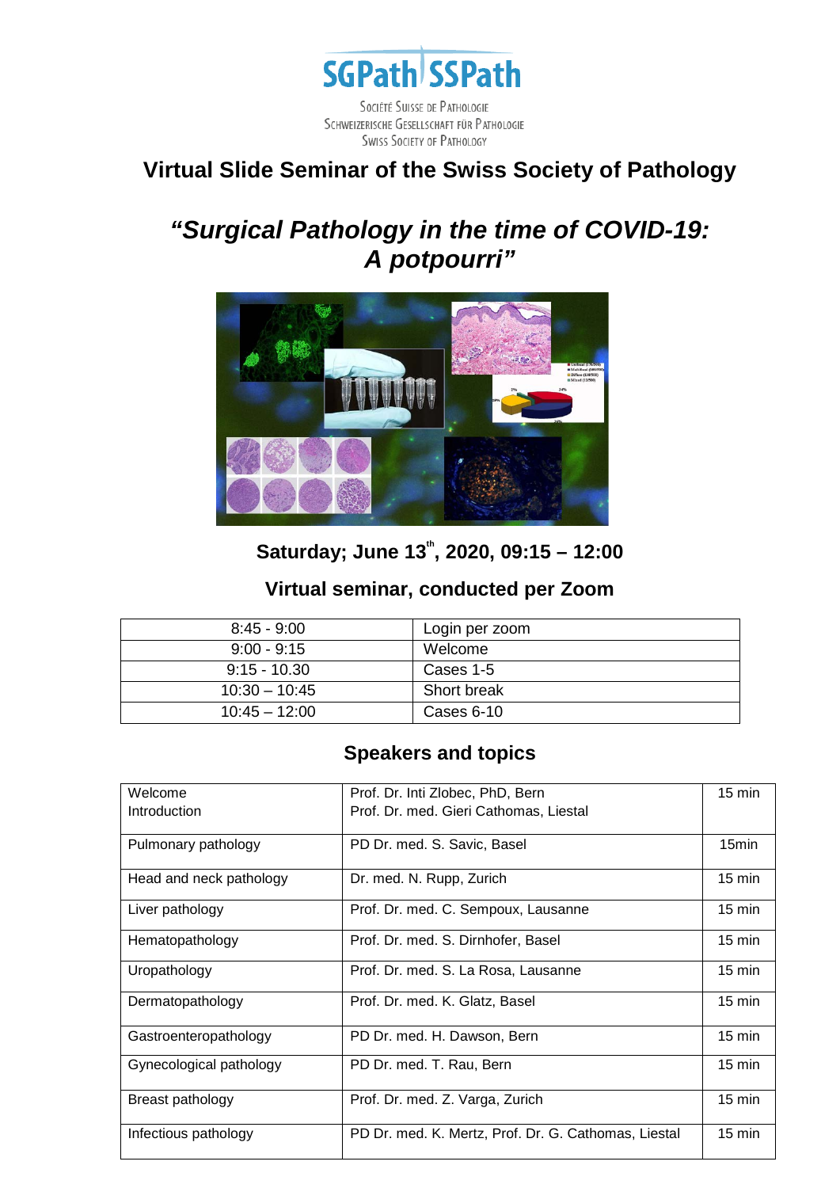SGPath SSPath

Société Suisse de Pathologie
Schweizerische Gesellschaft für Pathologie
Swiss Society of Pathology

# Virtual Slide Seminar of the Swiss Society of Pathology

## *"Surgical Pathology in the time of COVID-19: A potpourri"*

### Saturday; June 13th, 2020, 09:15 – 12:00

### Virtual seminar, conducted per Zoom

| | |
|---|---|
| 8:45 - 9:00 | Login per zoom |
| 9:00 - 9:15 | Welcome |
| 9:15 - 10.30 | Cases 1-5 |
| 10:30 – 10:45 | Short break |
| 10:45 – 12:00 | Cases 6-10 |

### Speakers and topics

| | | |
|---|---|---|
| Welcome<br>Introduction | Prof. Dr. Inti Zlobec, PhD, Bern<br>Prof. Dr. med. Gieri Cathomas, Liestal | 15 min |
| Pulmonary pathology | PD Dr. med. S. Savic, Basel | 15min |
| Head and neck pathology | Dr. med. N. Rupp, Zurich | 15 min |
| Liver pathology | Prof. Dr. med. C. Sempoux, Lausanne | 15 min |
| Hematopathology | Prof. Dr. med. S. Dirnhofer, Basel | 15 min |
| Uropathology | Prof. Dr. med. S. La Rosa, Lausanne | 15 min |
| Dermatopathology | Prof. Dr. med. K. Glatz, Basel | 15 min |
| Gastroenteropathology | PD Dr. med. H. Dawson, Bern | 15 min |
| Gynecological pathology | PD Dr. med. T. Rau, Bern | 15 min |
| Breast pathology | Prof. Dr. med. Z. Varga, Zurich | 15 min |
| Infectious pathology | PD Dr. med. K. Mertz, Prof. Dr. G. Cathomas, Liestal | 15 min |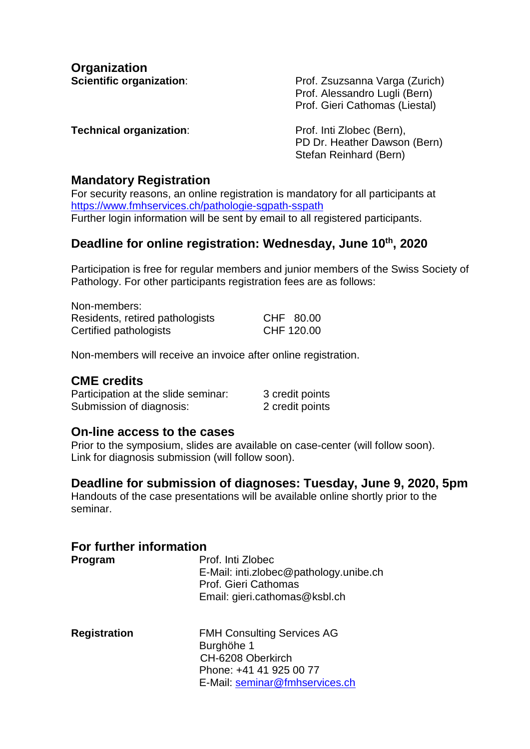## Organization

**Scientific organization**: Prof. Zsuzsanna Varga (Zurich)
Prof. Alessandro Lugli (Bern)
Prof. Gieri Cathomas (Liestal)

**Technical organization**: Prof. Inti Zlobec (Bern),
PD Dr. Heather Dawson (Bern)
Stefan Reinhard (Bern)

## Mandatory Registration

For security reasons, an online registration is mandatory for all participants at https://www.fmhservices.ch/pathologie-sgpath-sspath
Further login information will be sent by email to all registered participants.

## Deadline for online registration: Wednesday, June 10th, 2020

Participation is free for regular members and junior members of the Swiss Society of Pathology. For other participants registration fees are as follows:

| | |
|---|---|
| Non-members: | |
| Residents, retired pathologists | CHF 80.00 |
| Certified pathologists | CHF 120.00 |

Non-members will receive an invoice after online registration.

## CME credits

| | |
|---|---|
| Participation at the slide seminar: | 3 credit points |
| Submission of diagnosis: | 2 credit points |

## On-line access to the cases

Prior to the symposium, slides are available on case-center (will follow soon).
Link for diagnosis submission (will follow soon).

## Deadline for submission of diagnoses: Tuesday, June 9, 2020, 5pm

Handouts of the case presentations will be available online shortly prior to the seminar.

## For further information

**Program**
Prof. Inti Zlobec
E-Mail: inti.zlobec@pathology.unibe.ch
Prof. Gieri Cathomas
Email: gieri.cathomas@ksbl.ch

**Registration**
FMH Consulting Services AG
Burghöhe 1
CH-6208 Oberkirch
Phone: +41 41 925 00 77
E-Mail: seminar@fmhservices.ch